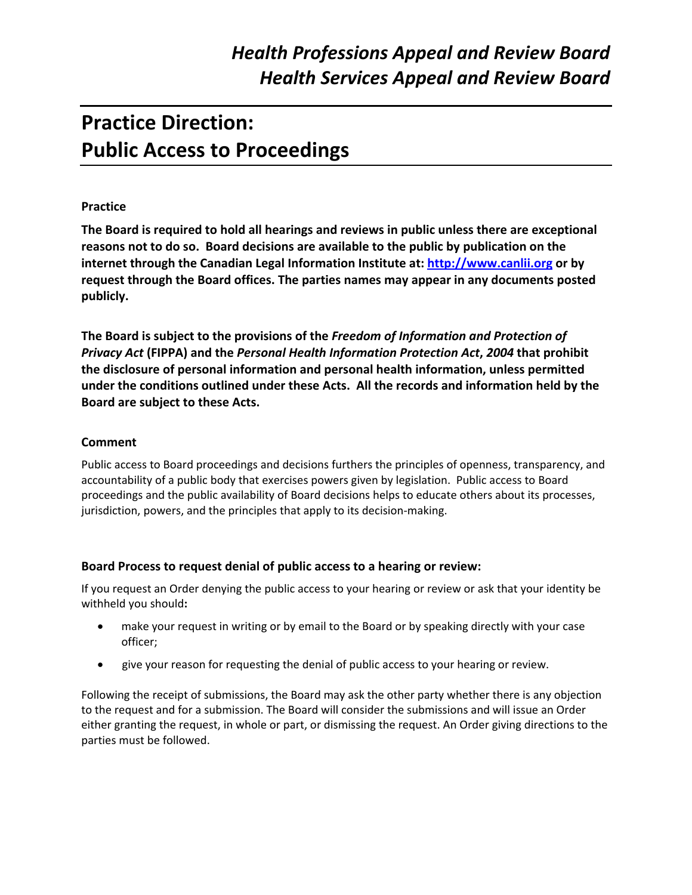# *Health Professions Appeal and Review Board*
# *Health Services Appeal and Review Board*

## Practice Direction: Public Access to Proceedings

### Practice

**The Board is required to hold all hearings and reviews in public unless there are exceptional reasons not to do so. Board decisions are available to the public by publication on the internet through the Canadian Legal Information Institute at: [http://www.canlii.org](http://www.canlii.org) or by request through the Board offices. The parties names may appear in any documents posted publicly.**

**The Board is subject to the provisions of the *Freedom of Information and Protection of Privacy Act* (FIPPA) and the *Personal Health Information Protection Act, 2004* that prohibit the disclosure of personal information and personal health information, unless permitted under the conditions outlined under these Acts. All the records and information held by the Board are subject to these Acts.**

### Comment

Public access to Board proceedings and decisions furthers the principles of openness, transparency, and accountability of a public body that exercises powers given by legislation. Public access to Board proceedings and the public availability of Board decisions helps to educate others about its processes, jurisdiction, powers, and the principles that apply to its decision-making.

### Board Process to request denial of public access to a hearing or review:

If you request an Order denying the public access to your hearing or review or ask that your identity be withheld you should**:**

- make your request in writing or by email to the Board or by speaking directly with your case officer;
- give your reason for requesting the denial of public access to your hearing or review.

Following the receipt of submissions, the Board may ask the other party whether there is any objection to the request and for a submission. The Board will consider the submissions and will issue an Order either granting the request, in whole or part, or dismissing the request. An Order giving directions to the parties must be followed.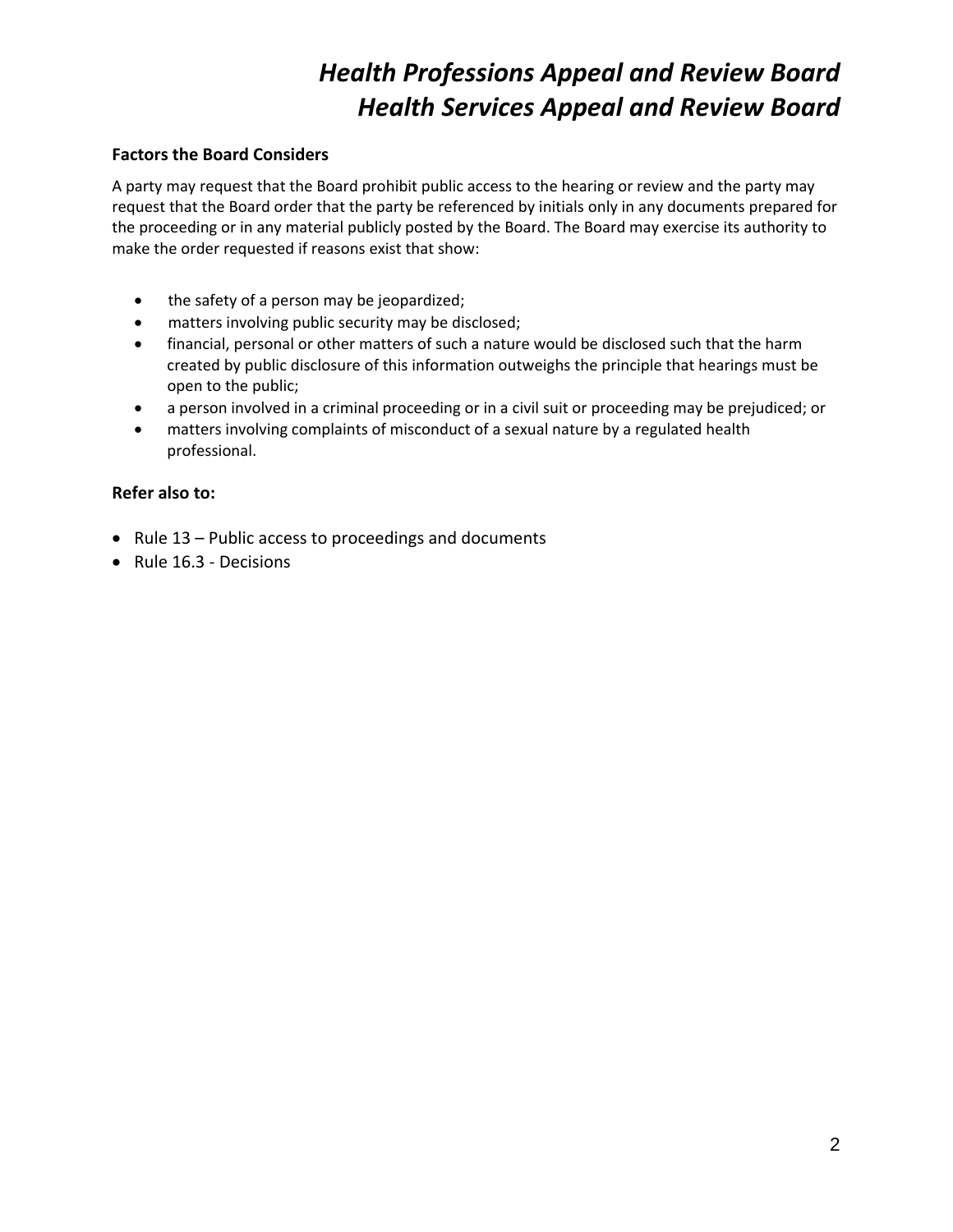### Factors the Board Considers

A party may request that the Board prohibit public access to the hearing or review and the party may request that the Board order that the party be referenced by initials only in any documents prepared for the proceeding or in any material publicly posted by the Board. The Board may exercise its authority to make the order requested if reasons exist that show:

- the safety of a person may be jeopardized;
- matters involving public security may be disclosed;
- financial, personal or other matters of such a nature would be disclosed such that the harm created by public disclosure of this information outweighs the principle that hearings must be open to the public;
- a person involved in a criminal proceeding or in a civil suit or proceeding may be prejudiced; or
- matters involving complaints of misconduct of a sexual nature by a regulated health professional.

### Refer also to:

- Rule 13 – Public access to proceedings and documents
- Rule 16.3 - Decisions